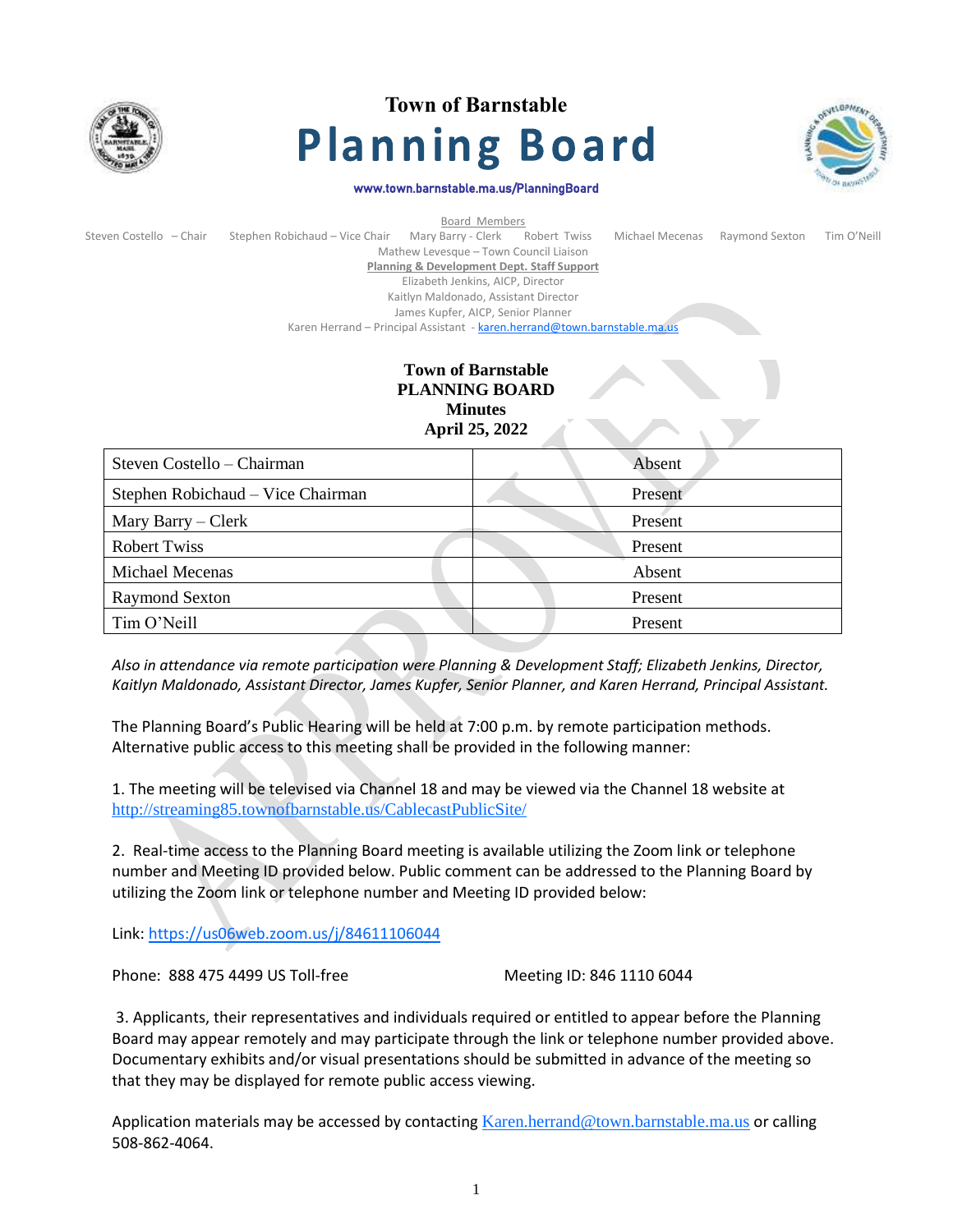# Town of Barnstable

# Planning Board

www.town.barnstable.ma.us/PlanningBoard

Board Members

Steven Costello – Chair Stephen Robichaud – Vice Chair Mary Barry - Clerk Robert Twiss Michael Mecenas Raymond Sexton Tim O'Neill

Mathew Levesque – Town Council Liaison

**Planning & Development Dept. Staff Support**

Elizabeth Jenkins, AICP, Director

Kaitlyn Maldonado, Assistant Director

James Kupfer, AICP, Senior Planner

Karen Herrand – Principal Assistant - karen.herrand@town.barnstable.ma.us

**Town of Barnstable**
**PLANNING BOARD**
**Minutes**
**April 25, 2022**

| | |
|---|---|
| Steven Costello – Chairman | Absent |
| Stephen Robichaud – Vice Chairman | Present |
| Mary Barry – Clerk | Present |
| Robert Twiss | Present |
| Michael Mecenas | Absent |
| Raymond Sexton | Present |
| Tim O'Neill | Present |

*Also in attendance via remote participation were Planning & Development Staff; Elizabeth Jenkins, Director, Kaitlyn Maldonado, Assistant Director, James Kupfer, Senior Planner, and Karen Herrand, Principal Assistant.*

The Planning Board's Public Hearing will be held at 7:00 p.m. by remote participation methods. Alternative public access to this meeting shall be provided in the following manner:

1. The meeting will be televised via Channel 18 and may be viewed via the Channel 18 website at http://streaming85.townofbarnstable.us/CablecastPublicSite/

2. Real-time access to the Planning Board meeting is available utilizing the Zoom link or telephone number and Meeting ID provided below. Public comment can be addressed to the Planning Board by utilizing the Zoom link or telephone number and Meeting ID provided below:

Link: https://us06web.zoom.us/j/84611106044

Phone: 888 475 4499 US Toll-free Meeting ID: 846 1110 6044

3. Applicants, their representatives and individuals required or entitled to appear before the Planning Board may appear remotely and may participate through the link or telephone number provided above. Documentary exhibits and/or visual presentations should be submitted in advance of the meeting so that they may be displayed for remote public access viewing.

Application materials may be accessed by contacting Karen.herrand@town.barnstable.ma.us or calling 508-862-4064.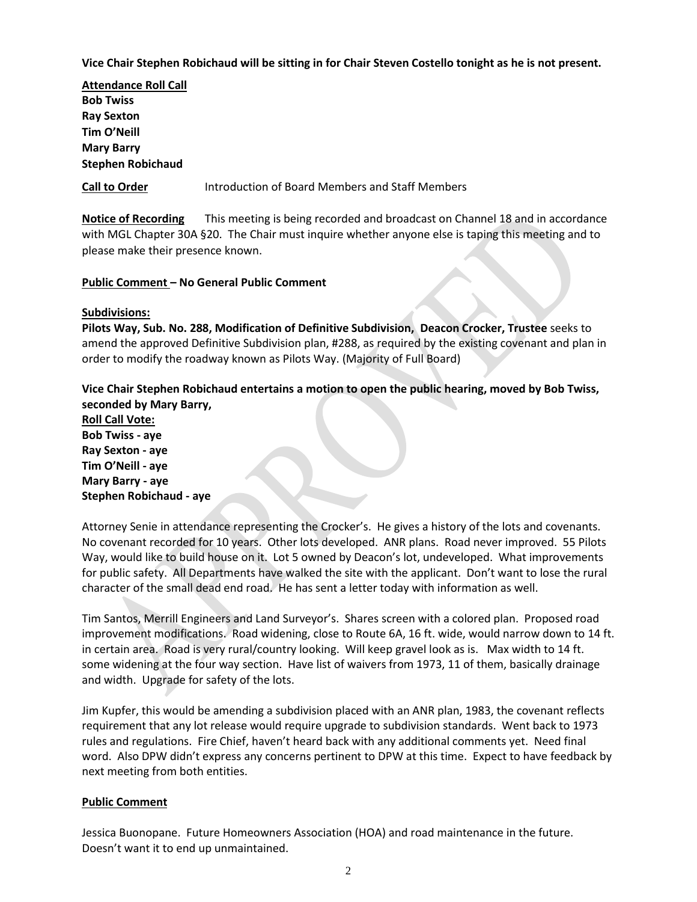**Vice Chair Stephen Robichaud will be sitting in for Chair Steven Costello tonight as he is not present.**

**Attendance Roll Call**
**Bob Twiss**
**Ray Sexton**
**Tim O'Neill**
**Mary Barry**
**Stephen Robichaud**

**Call to Order** Introduction of Board Members and Staff Members

**Notice of Recording** This meeting is being recorded and broadcast on Channel 18 and in accordance with MGL Chapter 30A §20. The Chair must inquire whether anyone else is taping this meeting and to please make their presence known.

**Public Comment – No General Public Comment**

**Subdivisions:**
**Pilots Way, Sub. No. 288, Modification of Definitive Subdivision, Deacon Crocker, Trustee** seeks to amend the approved Definitive Subdivision plan, #288, as required by the existing covenant and plan in order to modify the roadway known as Pilots Way. (Majority of Full Board)

**Vice Chair Stephen Robichaud entertains a motion to open the public hearing, moved by Bob Twiss, seconded by Mary Barry,**
**Roll Call Vote:**
**Bob Twiss - aye**
**Ray Sexton - aye**
**Tim O'Neill - aye**
**Mary Barry - aye**
**Stephen Robichaud - aye**

Attorney Senie in attendance representing the Crocker's. He gives a history of the lots and covenants. No covenant recorded for 10 years. Other lots developed. ANR plans. Road never improved. 55 Pilots Way, would like to build house on it. Lot 5 owned by Deacon's lot, undeveloped. What improvements for public safety. All Departments have walked the site with the applicant. Don't want to lose the rural character of the small dead end road. He has sent a letter today with information as well.

Tim Santos, Merrill Engineers and Land Surveyor's. Shares screen with a colored plan. Proposed road improvement modifications. Road widening, close to Route 6A, 16 ft. wide, would narrow down to 14 ft. in certain area. Road is very rural/country looking. Will keep gravel look as is. Max width to 14 ft. some widening at the four way section. Have list of waivers from 1973, 11 of them, basically drainage and width. Upgrade for safety of the lots.

Jim Kupfer, this would be amending a subdivision placed with an ANR plan, 1983, the covenant reflects requirement that any lot release would require upgrade to subdivision standards. Went back to 1973 rules and regulations. Fire Chief, haven't heard back with any additional comments yet. Need final word. Also DPW didn't express any concerns pertinent to DPW at this time. Expect to have feedback by next meeting from both entities.

**Public Comment**

Jessica Buonopane. Future Homeowners Association (HOA) and road maintenance in the future. Doesn't want it to end up unmaintained.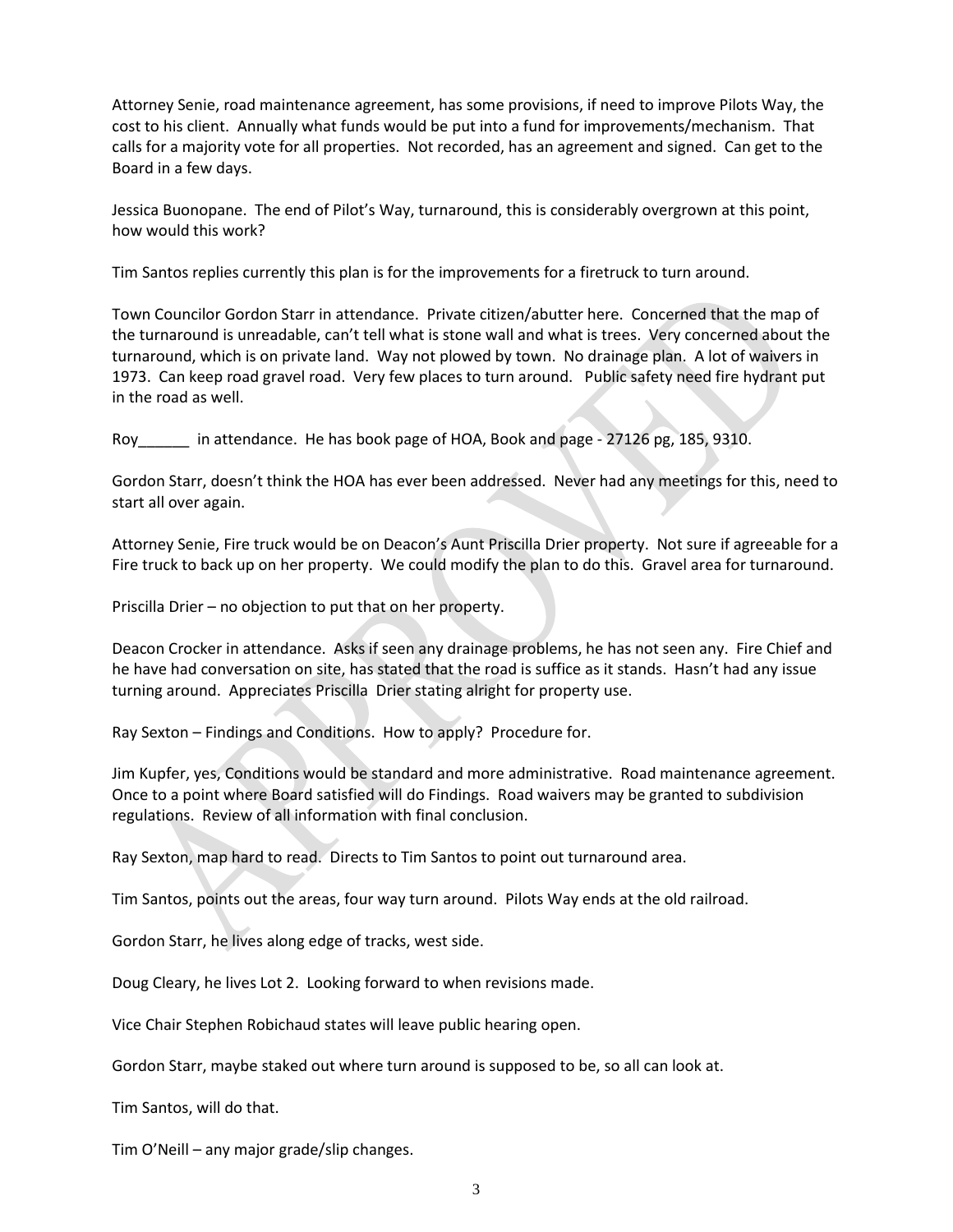Attorney Senie, road maintenance agreement, has some provisions, if need to improve Pilots Way, the cost to his client. Annually what funds would be put into a fund for improvements/mechanism. That calls for a majority vote for all properties. Not recorded, has an agreement and signed. Can get to the Board in a few days.

Jessica Buonopane. The end of Pilot's Way, turnaround, this is considerably overgrown at this point, how would this work?

Tim Santos replies currently this plan is for the improvements for a firetruck to turn around.

Town Councilor Gordon Starr in attendance. Private citizen/abutter here. Concerned that the map of the turnaround is unreadable, can't tell what is stone wall and what is trees. Very concerned about the turnaround, which is on private land. Way not plowed by town. No drainage plan. A lot of waivers in 1973. Can keep road gravel road. Very few places to turn around. Public safety need fire hydrant put in the road as well.

Roy______ in attendance. He has book page of HOA, Book and page - 27126 pg, 185, 9310.

Gordon Starr, doesn't think the HOA has ever been addressed. Never had any meetings for this, need to start all over again.

Attorney Senie, Fire truck would be on Deacon's Aunt Priscilla Drier property. Not sure if agreeable for a Fire truck to back up on her property. We could modify the plan to do this. Gravel area for turnaround.

Priscilla Drier – no objection to put that on her property.

Deacon Crocker in attendance. Asks if seen any drainage problems, he has not seen any. Fire Chief and he have had conversation on site, has stated that the road is suffice as it stands. Hasn't had any issue turning around. Appreciates Priscilla Drier stating alright for property use.

Ray Sexton – Findings and Conditions. How to apply? Procedure for.

Jim Kupfer, yes, Conditions would be standard and more administrative. Road maintenance agreement. Once to a point where Board satisfied will do Findings. Road waivers may be granted to subdivision regulations. Review of all information with final conclusion.

Ray Sexton, map hard to read. Directs to Tim Santos to point out turnaround area.

Tim Santos, points out the areas, four way turn around. Pilots Way ends at the old railroad.

Gordon Starr, he lives along edge of tracks, west side.

Doug Cleary, he lives Lot 2. Looking forward to when revisions made.

Vice Chair Stephen Robichaud states will leave public hearing open.

Gordon Starr, maybe staked out where turn around is supposed to be, so all can look at.

Tim Santos, will do that.

Tim O'Neill – any major grade/slip changes.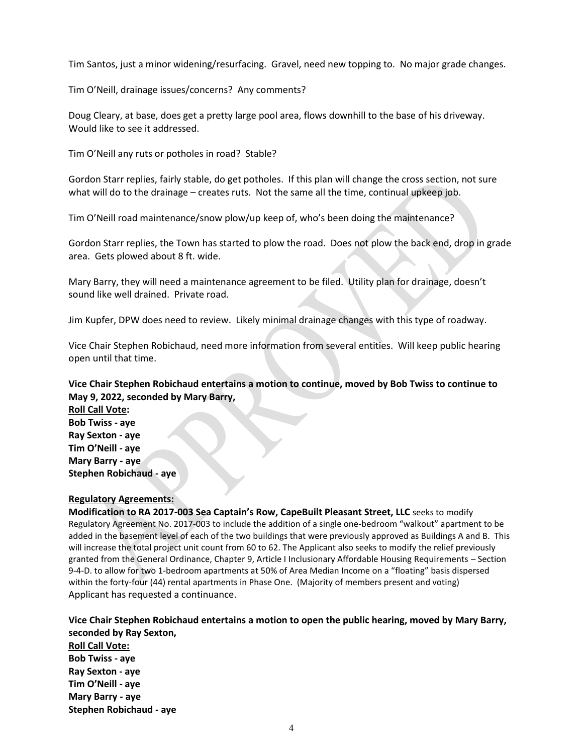Tim Santos, just a minor widening/resurfacing. Gravel, need new topping to. No major grade changes.

Tim O'Neill, drainage issues/concerns? Any comments?

Doug Cleary, at base, does get a pretty large pool area, flows downhill to the base of his driveway. Would like to see it addressed.

Tim O'Neill any ruts or potholes in road? Stable?

Gordon Starr replies, fairly stable, do get potholes. If this plan will change the cross section, not sure what will do to the drainage – creates ruts. Not the same all the time, continual upkeep job.

Tim O'Neill road maintenance/snow plow/up keep of, who's been doing the maintenance?

Gordon Starr replies, the Town has started to plow the road. Does not plow the back end, drop in grade area. Gets plowed about 8 ft. wide.

Mary Barry, they will need a maintenance agreement to be filed. Utility plan for drainage, doesn't sound like well drained. Private road.

Jim Kupfer, DPW does need to review. Likely minimal drainage changes with this type of roadway.

Vice Chair Stephen Robichaud, need more information from several entities. Will keep public hearing open until that time.

**Vice Chair Stephen Robichaud entertains a motion to continue, moved by Bob Twiss to continue to May 9, 2022, seconded by Mary Barry,**
**<u>Roll Call Vote</u>:**
**Bob Twiss - aye**
**Ray Sexton - aye**
**Tim O'Neill - aye**
**Mary Barry - aye**
**Stephen Robichaud - aye**

**<u>Regulatory Agreements:</u>**

**Modification to RA 2017-003 Sea Captain's Row, CapeBuilt Pleasant Street, LLC** seeks to modify Regulatory Agreement No. 2017-003 to include the addition of a single one-bedroom "walkout" apartment to be added in the basement level of each of the two buildings that were previously approved as Buildings A and B. This will increase the total project unit count from 60 to 62. The Applicant also seeks to modify the relief previously granted from the General Ordinance, Chapter 9, Article I Inclusionary Affordable Housing Requirements – Section 9-4-D. to allow for two 1-bedroom apartments at 50% of Area Median Income on a "floating" basis dispersed within the forty-four (44) rental apartments in Phase One. (Majority of members present and voting)
Applicant has requested a continuance.

**Vice Chair Stephen Robichaud entertains a motion to open the public hearing, moved by Mary Barry, seconded by Ray Sexton,**
**<u>Roll Call Vote:</u>**
**Bob Twiss - aye**
**Ray Sexton - aye**
**Tim O'Neill - aye**
**Mary Barry - aye**
**Stephen Robichaud - aye**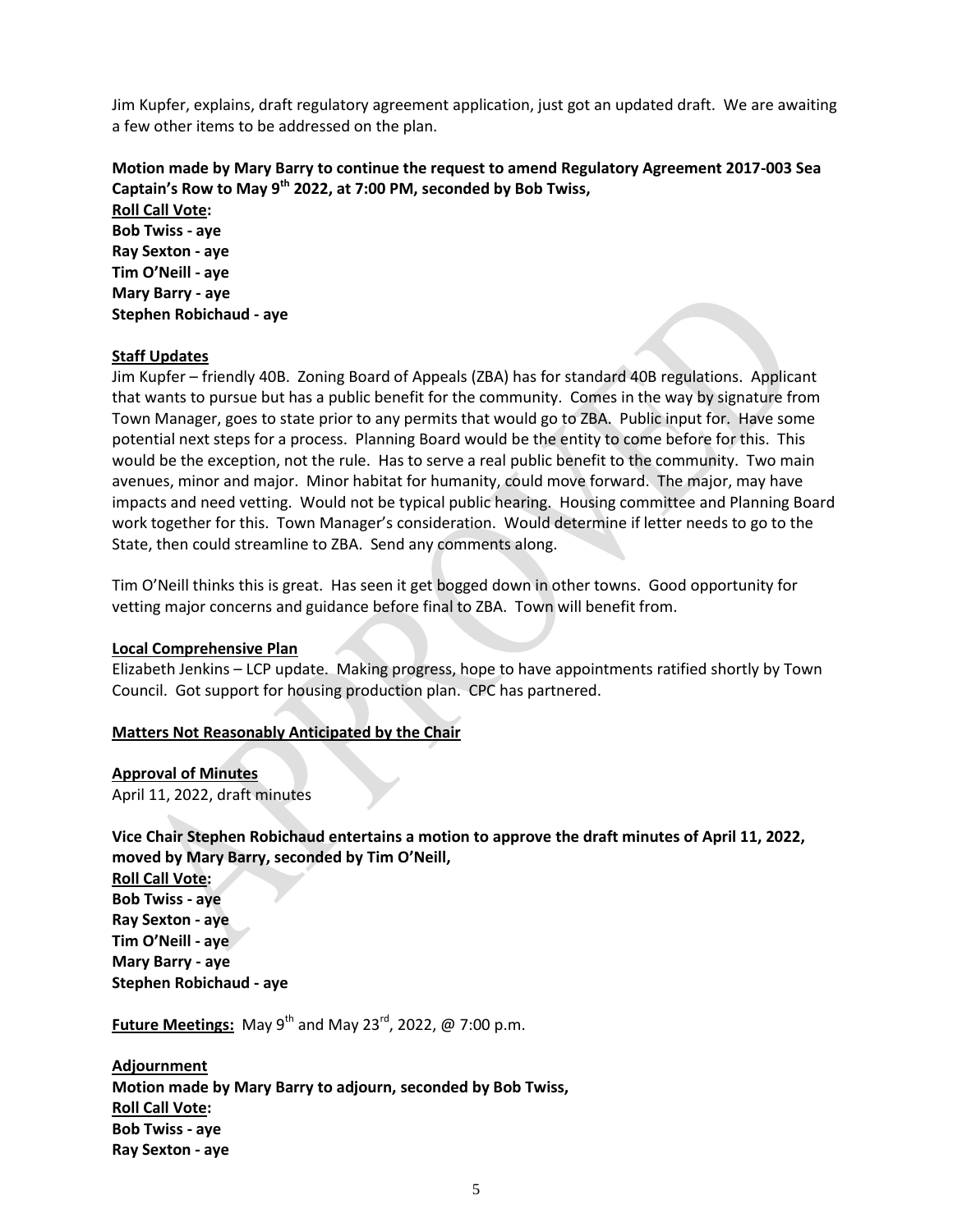Jim Kupfer, explains, draft regulatory agreement application, just got an updated draft. We are awaiting a few other items to be addressed on the plan.

**Motion made by Mary Barry to continue the request to amend Regulatory Agreement 2017-003 Sea Captain's Row to May 9th 2022, at 7:00 PM, seconded by Bob Twiss,**
**Roll Call Vote:**
**Bob Twiss - aye**
**Ray Sexton - aye**
**Tim O'Neill - aye**
**Mary Barry - aye**
**Stephen Robichaud - aye**

**Staff Updates**
Jim Kupfer – friendly 40B. Zoning Board of Appeals (ZBA) has for standard 40B regulations. Applicant that wants to pursue but has a public benefit for the community. Comes in the way by signature from Town Manager, goes to state prior to any permits that would go to ZBA. Public input for. Have some potential next steps for a process. Planning Board would be the entity to come before for this. This would be the exception, not the rule. Has to serve a real public benefit to the community. Two main avenues, minor and major. Minor habitat for humanity, could move forward. The major, may have impacts and need vetting. Would not be typical public hearing. Housing committee and Planning Board work together for this. Town Manager's consideration. Would determine if letter needs to go to the State, then could streamline to ZBA. Send any comments along.

Tim O'Neill thinks this is great. Has seen it get bogged down in other towns. Good opportunity for vetting major concerns and guidance before final to ZBA. Town will benefit from.

**Local Comprehensive Plan**
Elizabeth Jenkins – LCP update. Making progress, hope to have appointments ratified shortly by Town Council. Got support for housing production plan. CPC has partnered.

**Matters Not Reasonably Anticipated by the Chair**

**Approval of Minutes**
April 11, 2022, draft minutes

**Vice Chair Stephen Robichaud entertains a motion to approve the draft minutes of April 11, 2022, moved by Mary Barry, seconded by Tim O'Neill,**
**Roll Call Vote:**
**Bob Twiss - aye**
**Ray Sexton - aye**
**Tim O'Neill - aye**
**Mary Barry - aye**
**Stephen Robichaud - aye**

**Future Meetings:** May 9th and May 23rd, 2022, @ 7:00 p.m.

**Adjournment**
**Motion made by Mary Barry to adjourn, seconded by Bob Twiss,**
**Roll Call Vote:**
**Bob Twiss - aye**
**Ray Sexton - aye**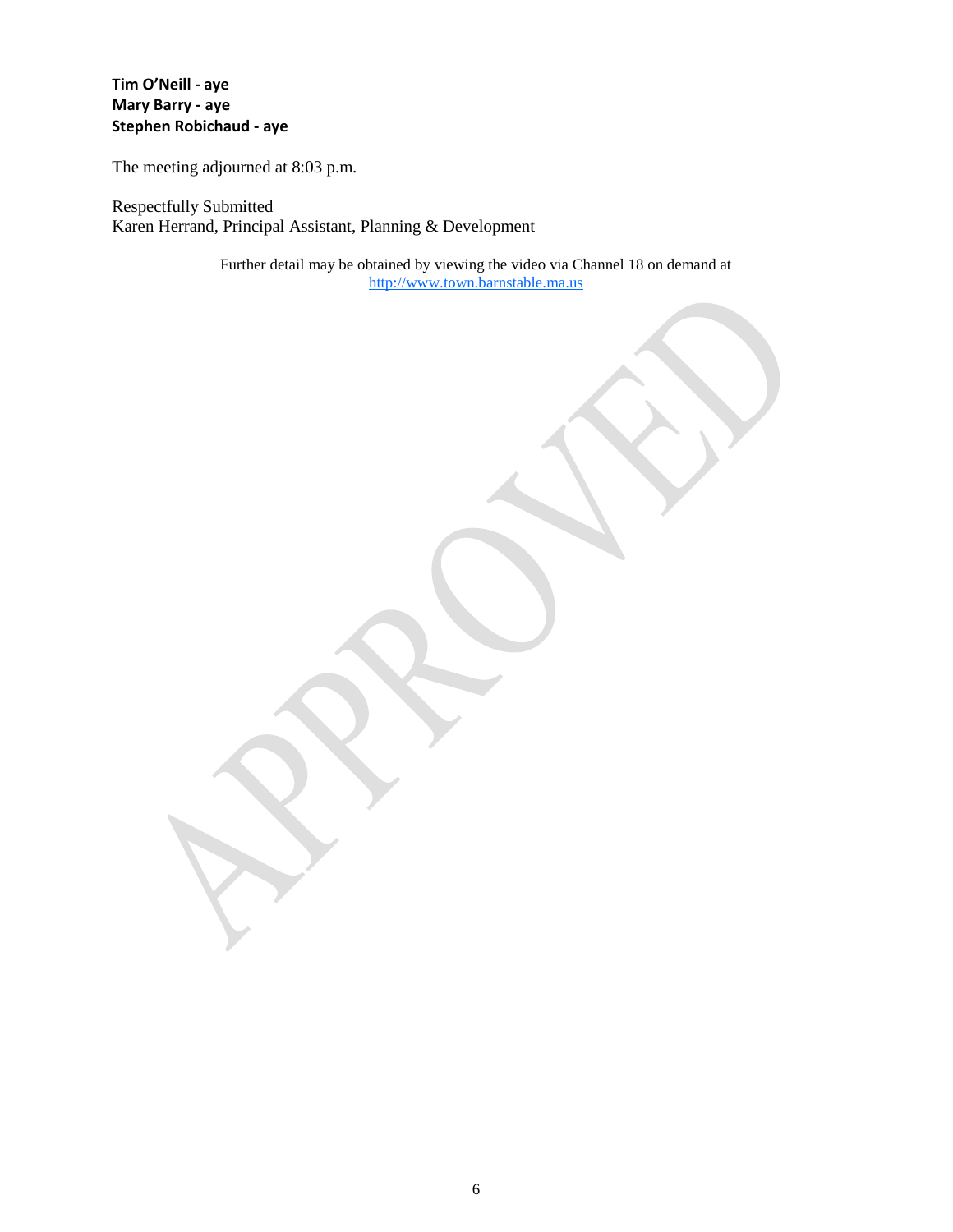**Tim O'Neill - aye**
**Mary Barry - aye**
**Stephen Robichaud - aye**

The meeting adjourned at 8:03 p.m.

Respectfully Submitted
Karen Herrand, Principal Assistant, Planning & Development

Further detail may be obtained by viewing the video via Channel 18 on demand at http://www.town.barnstable.ma.us

APPROVED